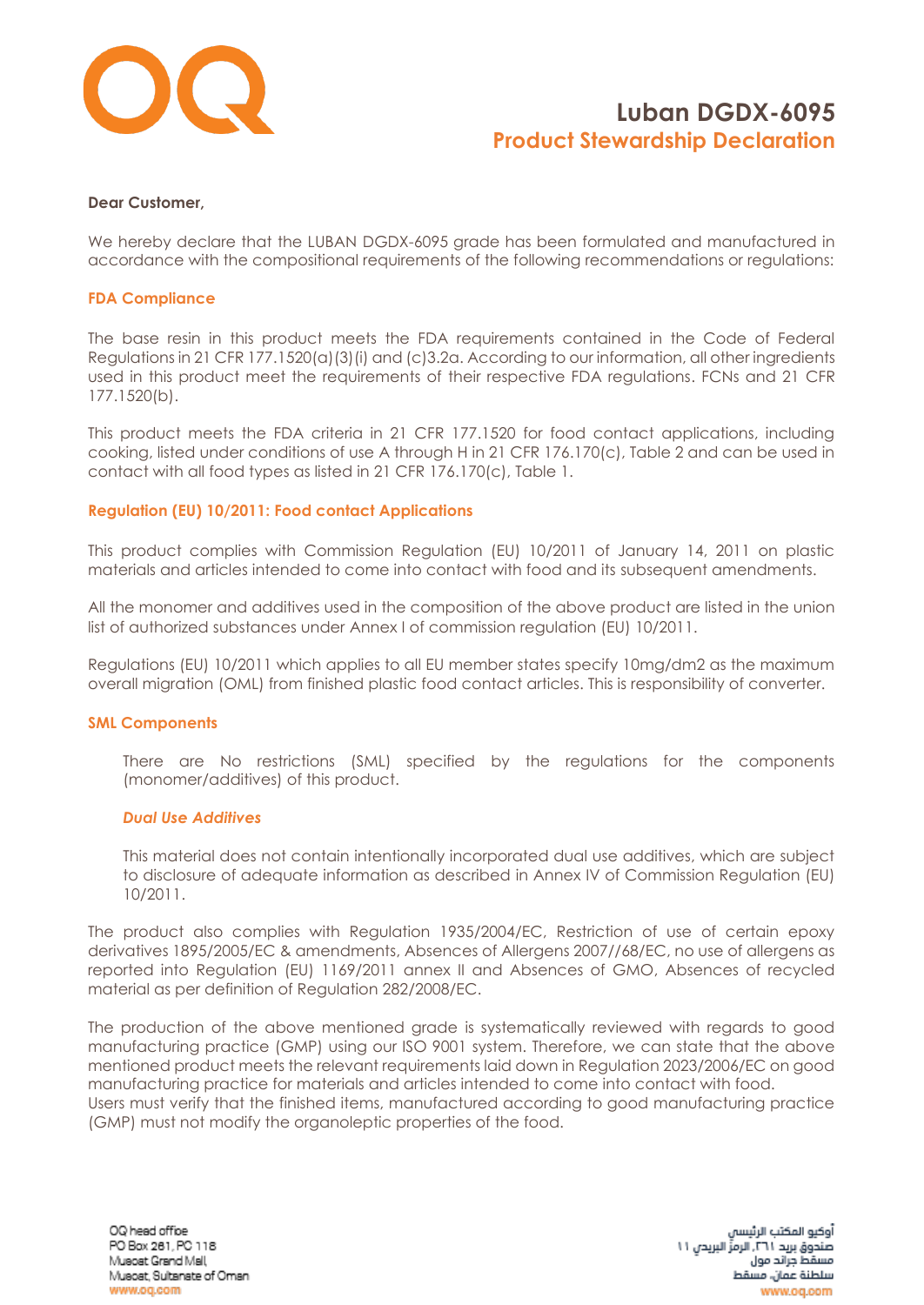# Luban DGDX-6095

## Product Stewardship Declaration

**Dear Customer,**

We hereby declare that the LUBAN DGDX-6095 grade has been formulated and manufactured in accordance with the compositional requirements of the following recommendations or regulations:

### FDA Compliance

The base resin in this product meets the FDA requirements contained in the Code of Federal Regulations in 21 CFR 177.1520(a)(3)(i) and (c)3.2a. According to our information, all other ingredients used in this product meet the requirements of their respective FDA regulations. FCNs and 21 CFR 177.1520(b).

This product meets the FDA criteria in 21 CFR 177.1520 for food contact applications, including cooking, listed under conditions of use A through H in 21 CFR 176.170(c), Table 2 and can be used in contact with all food types as listed in 21 CFR 176.170(c), Table 1.

### Regulation (EU) 10/2011: Food contact Applications

This product complies with Commission Regulation (EU) 10/2011 of January 14, 2011 on plastic materials and articles intended to come into contact with food and its subsequent amendments.

All the monomer and additives used in the composition of the above product are listed in the union list of authorized substances under Annex I of commission regulation (EU) 10/2011.

Regulations (EU) 10/2011 which applies to all EU member states specify 10mg/dm2 as the maximum overall migration (OML) from finished plastic food contact articles. This is responsibility of converter.

### SML Components

There are No restrictions (SML) specified by the regulations for the components (monomer/additives) of this product.

#### *Dual Use Additives*

This material does not contain intentionally incorporated dual use additives, which are subject to disclosure of adequate information as described in Annex IV of Commission Regulation (EU) 10/2011.

The product also complies with Regulation 1935/2004/EC, Restriction of use of certain epoxy derivatives 1895/2005/EC & amendments, Absences of Allergens 2007//68/EC, no use of allergens as reported into Regulation (EU) 1169/2011 annex II and Absences of GMO, Absences of recycled material as per definition of Regulation 282/2008/EC.

The production of the above mentioned grade is systematically reviewed with regards to good manufacturing practice (GMP) using our ISO 9001 system. Therefore, we can state that the above mentioned product meets the relevant requirements laid down in Regulation 2023/2006/EC on good manufacturing practice for materials and articles intended to come into contact with food.
Users must verify that the finished items, manufactured according to good manufacturing practice (GMP) must not modify the organoleptic properties of the food.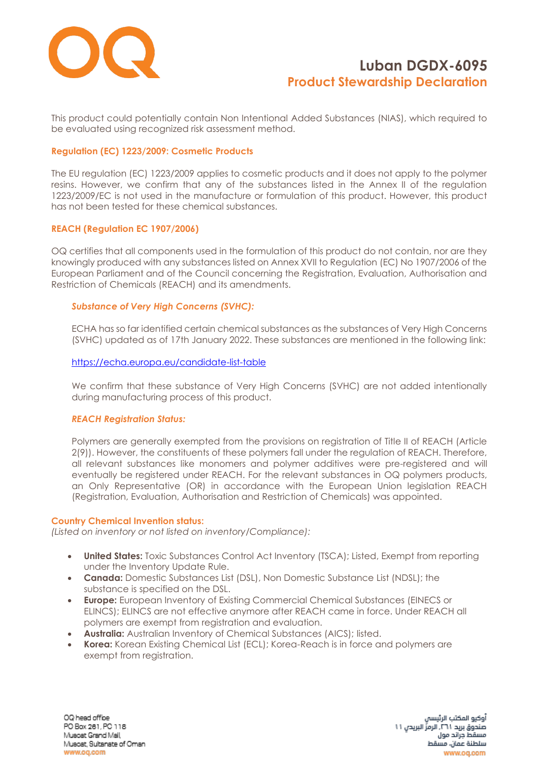# Luban DGDX-6095

## Product Stewardship Declaration

This product could potentially contain Non Intentional Added Substances (NIAS), which required to be evaluated using recognized risk assessment method.

### Regulation (EC) 1223/2009: Cosmetic Products

The EU regulation (EC) 1223/2009 applies to cosmetic products and it does not apply to the polymer resins. However, we confirm that any of the substances listed in the Annex II of the regulation 1223/2009/EC is not used in the manufacture or formulation of this product. However, this product has not been tested for these chemical substances.

### REACH (Regulation EC 1907/2006)

OQ certifies that all components used in the formulation of this product do not contain, nor are they knowingly produced with any substances listed on Annex XVII to Regulation (EC) No 1907/2006 of the European Parliament and of the Council concerning the Registration, Evaluation, Authorisation and Restriction of Chemicals (REACH) and its amendments.

#### *Substance of Very High Concerns (SVHC):*

ECHA has so far identified certain chemical substances as the substances of Very High Concerns (SVHC) updated as of 17th January 2022. These substances are mentioned in the following link:

https://echa.europa.eu/candidate-list-table

We confirm that these substance of Very High Concerns (SVHC) are not added intentionally during manufacturing process of this product.

#### *REACH Registration Status:*

Polymers are generally exempted from the provisions on registration of Title II of REACH (Article 2(9)). However, the constituents of these polymers fall under the regulation of REACH. Therefore, all relevant substances like monomers and polymer additives were pre-registered and will eventually be registered under REACH. For the relevant substances in OQ polymers products, an Only Representative (OR) in accordance with the European Union legislation REACH (Registration, Evaluation, Authorisation and Restriction of Chemicals) was appointed.

### Country Chemical Invention status:

*(Listed on inventory or not listed on inventory/Compliance):*

- **United States:** Toxic Substances Control Act Inventory (TSCA); Listed, Exempt from reporting under the Inventory Update Rule.
- **Canada:** Domestic Substances List (DSL), Non Domestic Substance List (NDSL); the substance is specified on the DSL.
- **Europe:** European Inventory of Existing Commercial Chemical Substances (EINECS or ELINCS); ELINCS are not effective anymore after REACH came in force. Under REACH all polymers are exempt from registration and evaluation.
- **Australia:** Australian Inventory of Chemical Substances (AICS); listed.
- **Korea:** Korean Existing Chemical List (ECL); Korea-Reach is in force and polymers are exempt from registration.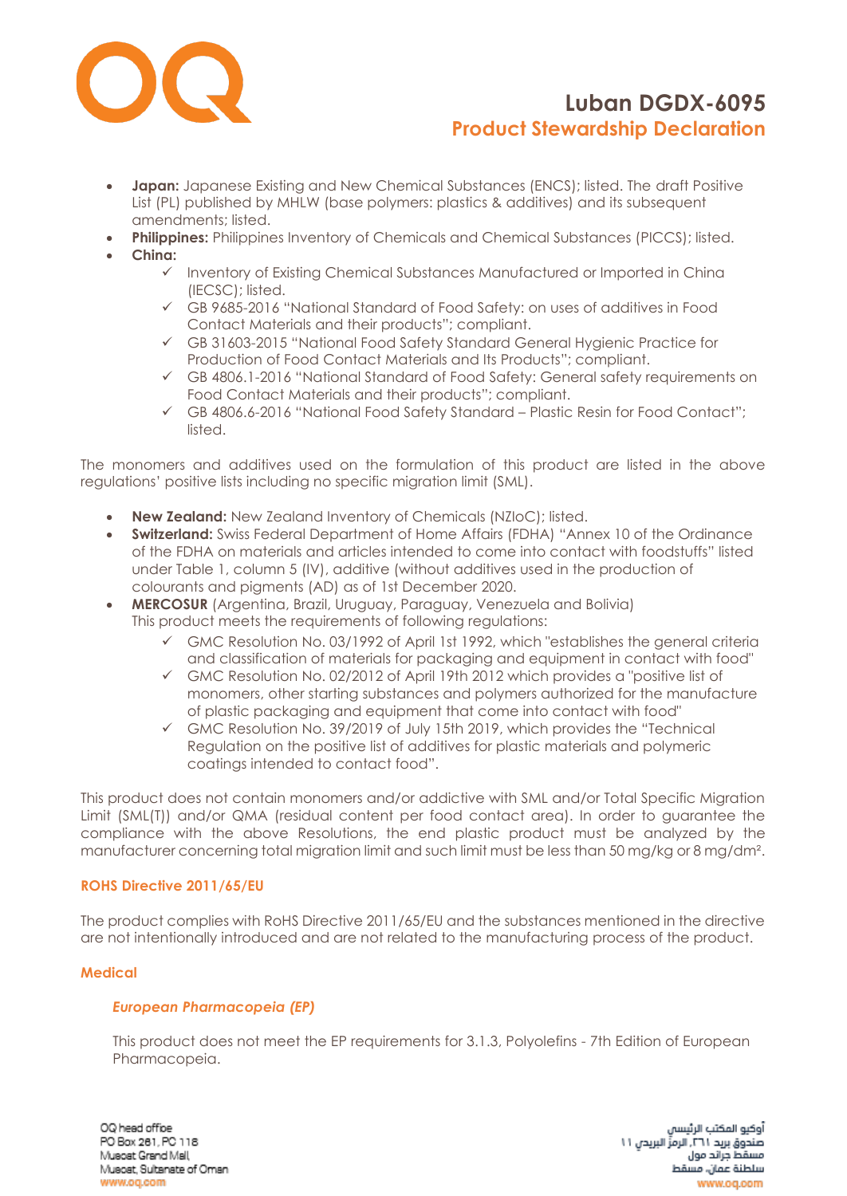- **Japan:** Japanese Existing and New Chemical Substances (ENCS); listed. The draft Positive List (PL) published by MHLW (base polymers: plastics & additives) and its subsequent amendments; listed.
- **Philippines:** Philippines Inventory of Chemicals and Chemical Substances (PICCS); listed.
- **China:**
  - ✓ Inventory of Existing Chemical Substances Manufactured or Imported in China (IECSC); listed.
  - ✓ GB 9685-2016 "National Standard of Food Safety: on uses of additives in Food Contact Materials and their products"; compliant.
  - ✓ GB 31603-2015 "National Food Safety Standard General Hygienic Practice for Production of Food Contact Materials and Its Products"; compliant.
  - ✓ GB 4806.1-2016 "National Standard of Food Safety: General safety requirements on Food Contact Materials and their products"; compliant.
  - ✓ GB 4806.6-2016 "National Food Safety Standard – Plastic Resin for Food Contact"; listed.

The monomers and additives used on the formulation of this product are listed in the above regulations' positive lists including no specific migration limit (SML).

- **New Zealand:** New Zealand Inventory of Chemicals (NZIoC); listed.
- **Switzerland:** Swiss Federal Department of Home Affairs (FDHA) "Annex 10 of the Ordinance of the FDHA on materials and articles intended to come into contact with foodstuffs" listed under Table 1, column 5 (IV), additive (without additives used in the production of colourants and pigments (AD) as of 1st December 2020.
- **MERCOSUR** (Argentina, Brazil, Uruguay, Paraguay, Venezuela and Bolivia)
  This product meets the requirements of following regulations:
  - ✓ GMC Resolution No. 03/1992 of April 1st 1992, which "establishes the general criteria and classification of materials for packaging and equipment in contact with food"
  - ✓ GMC Resolution No. 02/2012 of April 19th 2012 which provides a "positive list of monomers, other starting substances and polymers authorized for the manufacture of plastic packaging and equipment that come into contact with food"
  - ✓ GMC Resolution No. 39/2019 of July 15th 2019, which provides the "Technical Regulation on the positive list of additives for plastic materials and polymeric coatings intended to contact food".

This product does not contain monomers and/or addictive with SML and/or Total Specific Migration Limit (SML(T)) and/or QMA (residual content per food contact area). In order to guarantee the compliance with the above Resolutions, the end plastic product must be analyzed by the manufacturer concerning total migration limit and such limit must be less than 50 mg/kg or 8 mg/dm².

## ROHS Directive 2011/65/EU

The product complies with RoHS Directive 2011/65/EU and the substances mentioned in the directive are not intentionally introduced and are not related to the manufacturing process of the product.

## Medical

### *European Pharmacopeia (EP)*

This product does not meet the EP requirements for 3.1.3, Polyolefins - 7th Edition of European Pharmacopeia.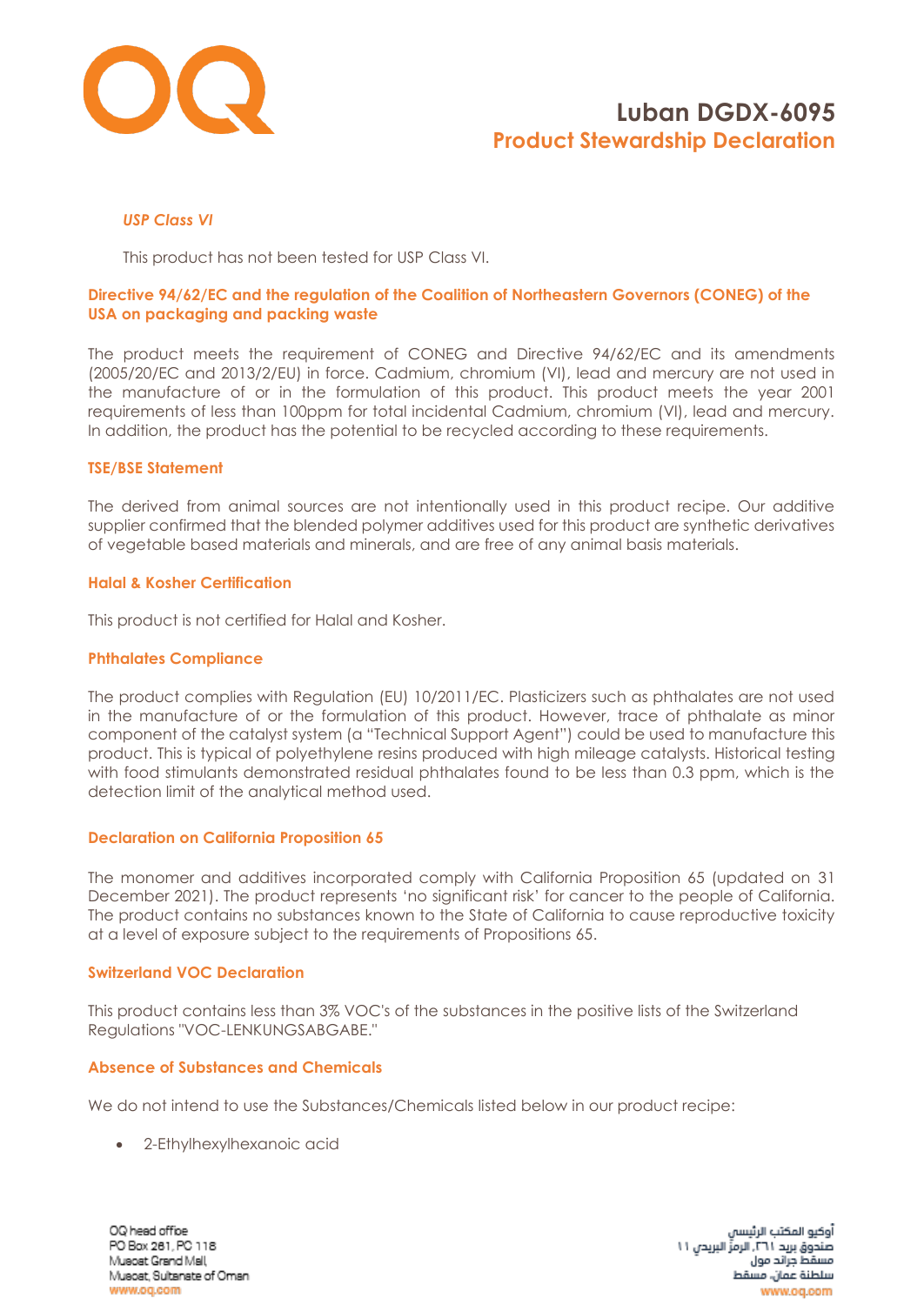# Luban DGDX-6095

## Product Stewardship Declaration

***USP Class VI***

This product has not been tested for USP Class VI.

### Directive 94/62/EC and the regulation of the Coalition of Northeastern Governors (CONEG) of the USA on packaging and packing waste

The product meets the requirement of CONEG and Directive 94/62/EC and its amendments (2005/20/EC and 2013/2/EU) in force. Cadmium, chromium (VI), lead and mercury are not used in the manufacture of or in the formulation of this product. This product meets the year 2001 requirements of less than 100ppm for total incidental Cadmium, chromium (VI), lead and mercury. In addition, the product has the potential to be recycled according to these requirements.

### TSE/BSE Statement

The derived from animal sources are not intentionally used in this product recipe. Our additive supplier confirmed that the blended polymer additives used for this product are synthetic derivatives of vegetable based materials and minerals, and are free of any animal basis materials.

### Halal & Kosher Certification

This product is not certified for Halal and Kosher.

### Phthalates Compliance

The product complies with Regulation (EU) 10/2011/EC. Plasticizers such as phthalates are not used in the manufacture of or the formulation of this product. However, trace of phthalate as minor component of the catalyst system (a "Technical Support Agent") could be used to manufacture this product. This is typical of polyethylene resins produced with high mileage catalysts. Historical testing with food stimulants demonstrated residual phthalates found to be less than 0.3 ppm, which is the detection limit of the analytical method used.

### Declaration on California Proposition 65

The monomer and additives incorporated comply with California Proposition 65 (updated on 31 December 2021). The product represents 'no significant risk' for cancer to the people of California. The product contains no substances known to the State of California to cause reproductive toxicity at a level of exposure subject to the requirements of Propositions 65.

### Switzerland VOC Declaration

This product contains less than 3% VOC's of the substances in the positive lists of the Switzerland Regulations "VOC-LENKUNGSABGABE."

### Absence of Substances and Chemicals

We do not intend to use the Substances/Chemicals listed below in our product recipe:

- 2-Ethylhexylhexanoic acid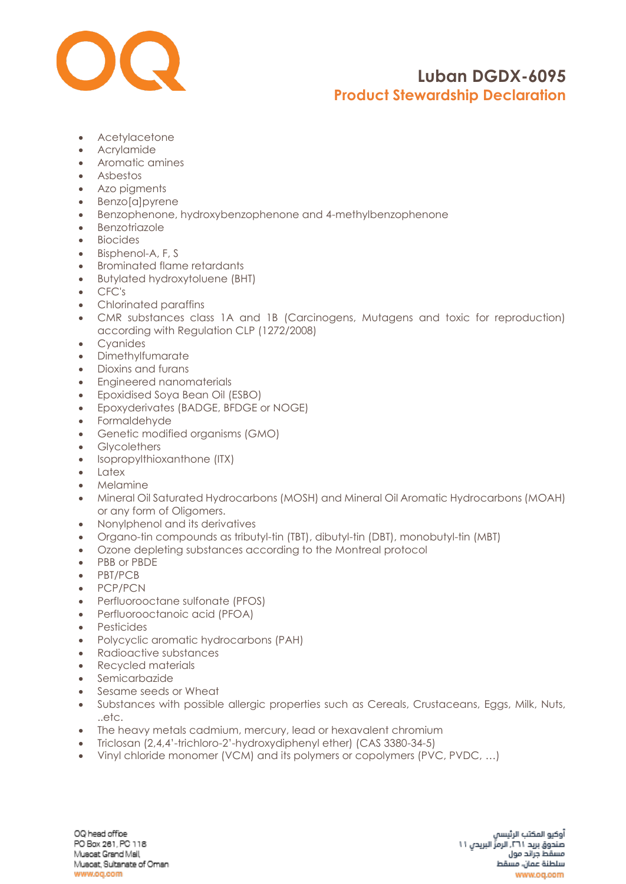- Acetylacetone
- Acrylamide
- Aromatic amines
- Asbestos
- Azo pigments
- Benzo[a]pyrene
- Benzophenone, hydroxybenzophenone and 4-methylbenzophenone
- Benzotriazole
- Biocides
- Bisphenol-A, F, S
- Brominated flame retardants
- Butylated hydroxytoluene (BHT)
- CFC's
- Chlorinated paraffins
- CMR substances class 1A and 1B (Carcinogens, Mutagens and toxic for reproduction) according with Regulation CLP (1272/2008)
- Cyanides
- Dimethylfumarate
- Dioxins and furans
- Engineered nanomaterials
- Epoxidised Soya Bean Oil (ESBO)
- Epoxyderivates (BADGE, BFDGE or NOGE)
- Formaldehyde
- Genetic modified organisms (GMO)
- Glycolethers
- Isopropylthioxanthone (ITX)
- Latex
- Melamine
- Mineral Oil Saturated Hydrocarbons (MOSH) and Mineral Oil Aromatic Hydrocarbons (MOAH) or any form of Oligomers.
- Nonylphenol and its derivatives
- Organo-tin compounds as tributyl-tin (TBT), dibutyl-tin (DBT), monobutyl-tin (MBT)
- Ozone depleting substances according to the Montreal protocol
- PBB or PBDE
- PBT/PCB
- PCP/PCN
- Perfluorooctane sulfonate (PFOS)
- Perfluorooctanoic acid (PFOA)
- Pesticides
- Polycyclic aromatic hydrocarbons (PAH)
- Radioactive substances
- Recycled materials
- Semicarbazide
- Sesame seeds or Wheat
- Substances with possible allergic properties such as Cereals, Crustaceans, Eggs, Milk, Nuts, ..etc.
- The heavy metals cadmium, mercury, lead or hexavalent chromium
- Triclosan (2,4,4'-trichloro-2'-hydroxydiphenyl ether) (CAS 3380-34-5)
- Vinyl chloride monomer (VCM) and its polymers or copolymers (PVC, PVDC, …)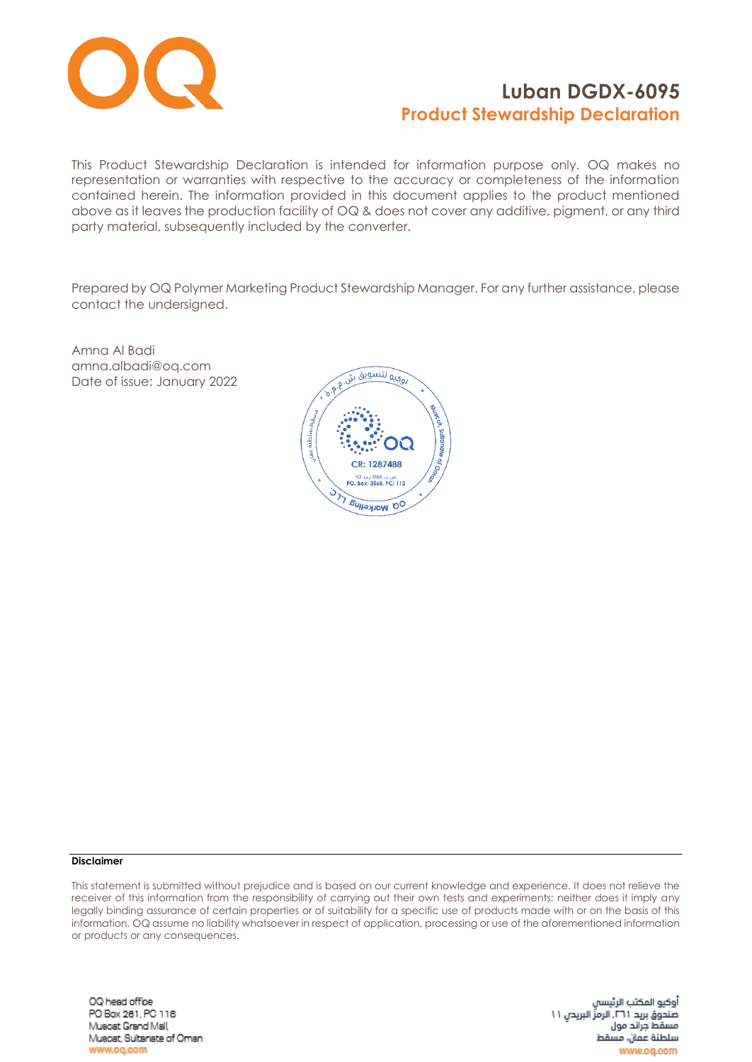# Luban DGDX-6095
## Product Stewardship Declaration

This Product Stewardship Declaration is intended for information purpose only. OQ makes no representation or warranties with respective to the accuracy or completeness of the information contained herein. The information provided in this document applies to the product mentioned above as it leaves the production facility of OQ & does not cover any additive, pigment, or any third party material, subsequently included by the converter.

Prepared by OQ Polymer Marketing Product Stewardship Manager. For any further assistance, please contact the undersigned.

Amna Al Badi
amna.albadi@oq.com
Date of issue: January 2022

**Disclaimer**

This statement is submitted without prejudice and is based on our current knowledge and experience. It does not relieve the receiver of this information from the responsibility of carrying out their own tests and experiments; neither does it imply any legally binding assurance of certain properties or of suitability for a specific use of products made with or on the basis of this information. OQ assume no liability whatsoever in respect of application, processing or use of the aforementioned information or products or any consequences.

OQ head office
PO Box 261, PC 118
Muscat Grand Mall
Muscat, Sultanate of Oman
www.oq.com

أوكيو المكتب الرئيسي
صندوق بريد ٢٦١، الرمز البريدي ١١٨
مسقط جراند مول
سلطنة عمان، مسقط
www.oq.com